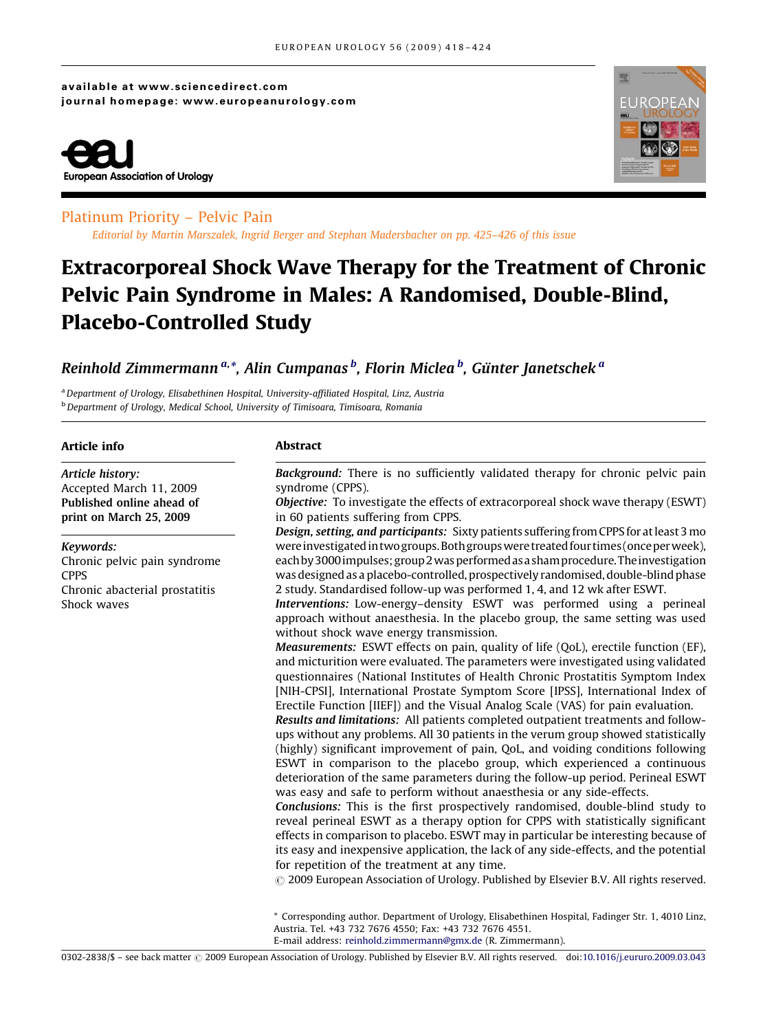available at www.sciencedirect.com
journal homepage: www.europeanurology.com

European Association of Urology

Platinum Priority – Pelvic Pain

*Editorial by Martin Marszalek, Ingrid Berger and Stephan Madersbacher on pp. 425–426 of this issue*

# Extracorporeal Shock Wave Therapy for the Treatment of Chronic Pelvic Pain Syndrome in Males: A Randomised, Double-Blind, Placebo-Controlled Study

*Reinhold Zimmermann [a,*], Alin Cumpanas [b], Florin Miclea [b], Günter Janetschek [a]*

[a] *Department of Urology, Elisabethinen Hospital, University-affiliated Hospital, Linz, Austria*
[b] *Department of Urology, Medical School, University of Timisoara, Timisoara, Romania*

## Article info

*Article history:*
Accepted March 11, 2009
**Published online ahead of print on March 25, 2009**

*Keywords:*
Chronic pelvic pain syndrome
CPPS
Chronic abacterial prostatitis
Shock waves

## Abstract

***Background:*** There is no sufficiently validated therapy for chronic pelvic pain syndrome (CPPS).

***Objective:*** To investigate the effects of extracorporeal shock wave therapy (ESWT) in 60 patients suffering from CPPS.

***Design, setting, and participants:*** Sixty patients suffering from CPPS for at least 3 mo were investigated in two groups. Both groups were treated four times (once per week), each by 3000 impulses; group 2 was performed as a sham procedure. The investigation was designed as a placebo-controlled, prospectively randomised, double-blind phase 2 study. Standardised follow-up was performed 1, 4, and 12 wk after ESWT.

***Interventions:*** Low-energy–density ESWT was performed using a perineal approach without anaesthesia. In the placebo group, the same setting was used without shock wave energy transmission.

***Measurements:*** ESWT effects on pain, quality of life (QoL), erectile function (EF), and micturition were evaluated. The parameters were investigated using validated questionnaires (National Institutes of Health Chronic Prostatitis Symptom Index [NIH-CPSI], International Prostate Symptom Score [IPSS], International Index of Erectile Function [IIEF]) and the Visual Analog Scale (VAS) for pain evaluation.

***Results and limitations:*** All patients completed outpatient treatments and follow-ups without any problems. All 30 patients in the verum group showed statistically (highly) significant improvement of pain, QoL, and voiding conditions following ESWT in comparison to the placebo group, which experienced a continuous deterioration of the same parameters during the follow-up period. Perineal ESWT was easy and safe to perform without anaesthesia or any side-effects.

***Conclusions:*** This is the first prospectively randomised, double-blind study to reveal perineal ESWT as a therapy option for CPPS with statistically significant effects in comparison to placebo. ESWT may in particular be interesting because of its easy and inexpensive application, the lack of any side-effects, and the potential for repetition of the treatment at any time.

© 2009 European Association of Urology. Published by Elsevier B.V. All rights reserved.

\* Corresponding author. Department of Urology, Elisabethinen Hospital, Fadinger Str. 1, 4010 Linz, Austria. Tel. +43 732 7676 4550; Fax: +43 732 7676 4551.
E-mail address: reinhold.zimmermann@gmx.de (R. Zimmermann).

0302-2838/$ – see back matter © 2009 European Association of Urology. Published by Elsevier B.V. All rights reserved. doi:10.1016/j.eururo.2009.03.043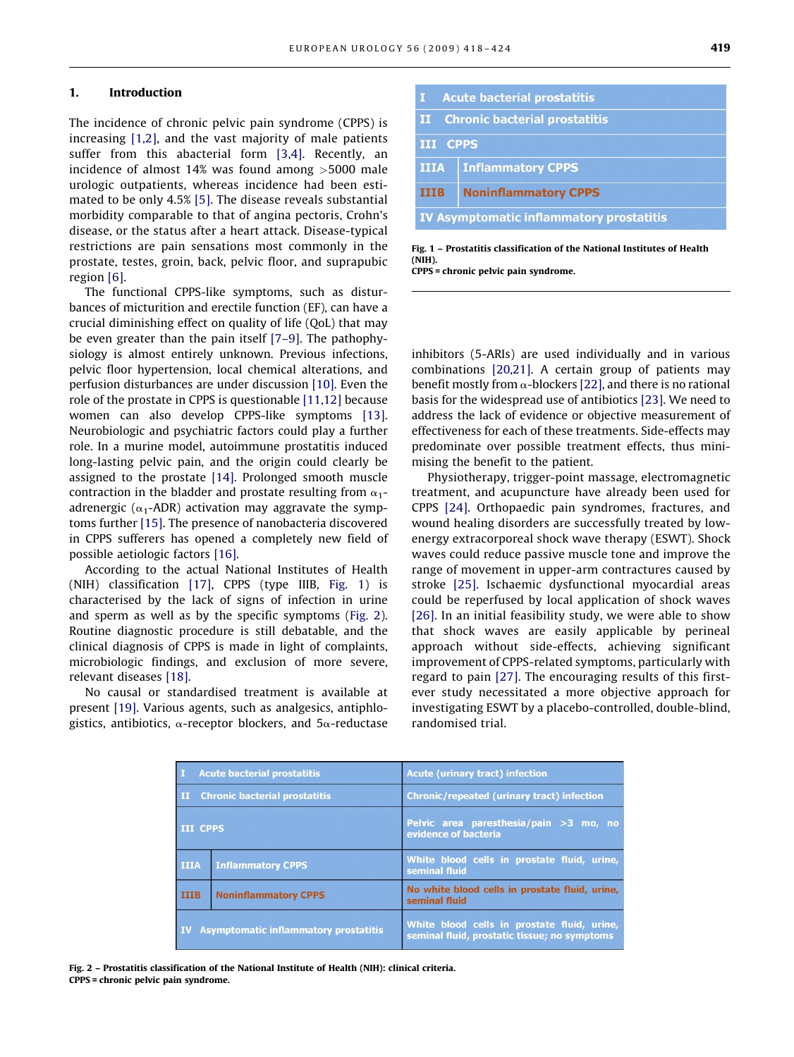## 1. Introduction

The incidence of chronic pelvic pain syndrome (CPPS) is increasing [1,2], and the vast majority of male patients suffer from this abacterial form [3,4]. Recently, an incidence of almost 14% was found among >5000 male urologic outpatients, whereas incidence had been estimated to be only 4.5% [5]. The disease reveals substantial morbidity comparable to that of angina pectoris, Crohn's disease, or the status after a heart attack. Disease-typical restrictions are pain sensations most commonly in the prostate, testes, groin, back, pelvic floor, and suprapubic region [6].

The functional CPPS-like symptoms, such as disturbances of micturition and erectile function (EF), can have a crucial diminishing effect on quality of life (QoL) that may be even greater than the pain itself [7–9]. The pathophysiology is almost entirely unknown. Previous infections, pelvic floor hypertension, local chemical alterations, and perfusion disturbances are under discussion [10]. Even the role of the prostate in CPPS is questionable [11,12] because women can also develop CPPS-like symptoms [13]. Neurobiologic and psychiatric factors could play a further role. In a murine model, autoimmune prostatitis induced long-lasting pelvic pain, and the origin could clearly be assigned to the prostate [14]. Prolonged smooth muscle contraction in the bladder and prostate resulting from $\alpha_1$-adrenergic ($\alpha_1$-ADR) activation may aggravate the symptoms further [15]. The presence of nanobacteria discovered in CPPS sufferers has opened a completely new field of possible aetiologic factors [16].

According to the actual National Institutes of Health (NIH) classification [17], CPPS (type IIIB, Fig. 1) is characterised by the lack of signs of infection in urine and sperm as well as by the specific symptoms (Fig. 2). Routine diagnostic procedure is still debatable, and the clinical diagnosis of CPPS is made in light of complaints, microbiologic findings, and exclusion of more severe, relevant diseases [18].

No causal or standardised treatment is available at present [19]. Various agents, such as analgesics, antiphlogistics, antibiotics, $\alpha$-receptor blockers, and $5\alpha$-reductase inhibitors (5-ARIs) are used individually and in various combinations [20,21]. A certain group of patients may benefit mostly from $\alpha$-blockers [22], and there is no rational basis for the widespread use of antibiotics [23]. We need to address the lack of evidence or objective measurement of effectiveness for each of these treatments. Side-effects may predominate over possible treatment effects, thus minimising the benefit to the patient.

Physiotherapy, trigger-point massage, electromagnetic treatment, and acupuncture have already been used for CPPS [24]. Orthopaedic pain syndromes, fractures, and wound healing disorders are successfully treated by low-energy extracorporeal shock wave therapy (ESWT). Shock waves could reduce passive muscle tone and improve the range of movement in upper-arm contractures caused by stroke [25]. Ischaemic dysfunctional myocardial areas could be reperfused by local application of shock waves [26]. In an initial feasibility study, we were able to show that shock waves are easily applicable by perineal approach without side-effects, achieving significant improvement of CPPS-related symptoms, particularly with regard to pain [27]. The encouraging results of this first-ever study necessitated a more objective approach for investigating ESWT by a placebo-controlled, double-blind, randomised trial.

| | |
|---|---|
| I | Acute bacterial prostatitis |
| II | Chronic bacterial prostatitis |
| III | CPPS |
| IIIA | Inflammatory CPPS |
| IIIB | Noninflammatory CPPS |
| IV | Asymptomatic inflammatory prostatitis |

**Fig. 1 – Prostatitis classification of the National Institutes of Health (NIH).**
**CPPS = chronic pelvic pain syndrome.**

| | | |
|---|---|---|
| I | Acute bacterial prostatitis | Acute (urinary tract) infection |
| II | Chronic bacterial prostatitis | Chronic/repeated (urinary tract) infection |
| III | CPPS | Pelvic area paresthesia/pain >3 mo, no evidence of bacteria |
| IIIA | Inflammatory CPPS | White blood cells in prostate fluid, urine, seminal fluid |
| IIIB | Noninflammatory CPPS | No white blood cells in prostate fluid, urine, seminal fluid |
| IV | Asymptomatic inflammatory prostatitis | White blood cells in prostate fluid, urine, seminal fluid, prostatic tissue; no symptoms |

**Fig. 2 – Prostatitis classification of the National Institute of Health (NIH): clinical criteria.**
**CPPS = chronic pelvic pain syndrome.**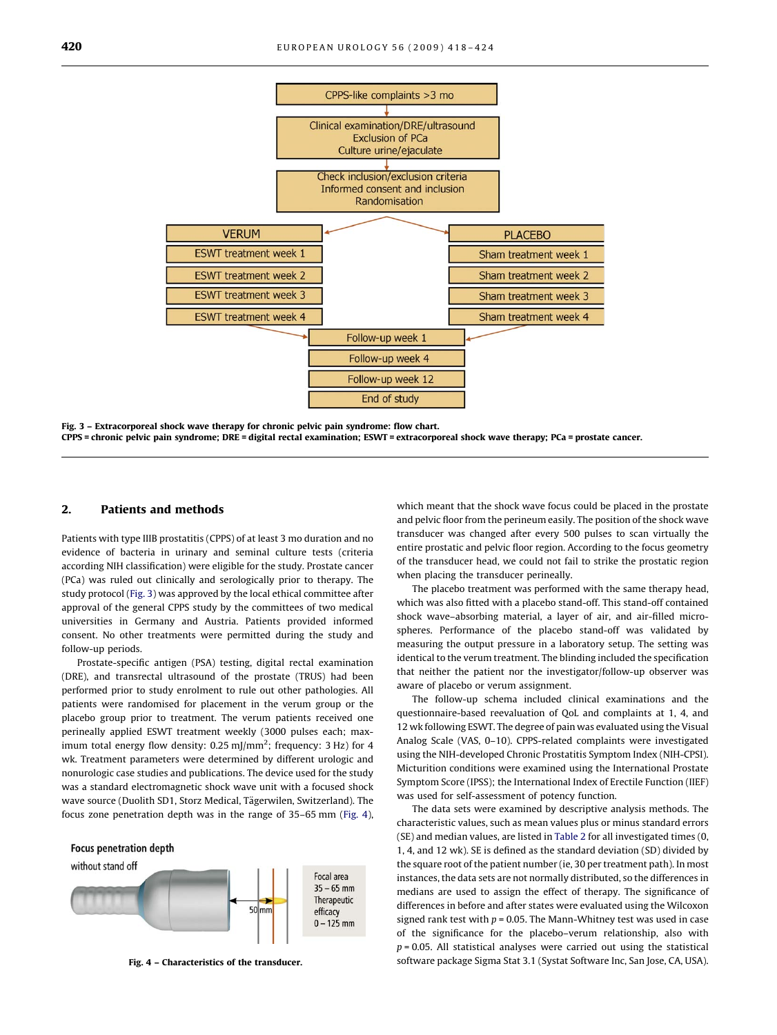Fig. 3 – Extracorporeal shock wave therapy for chronic pelvic pain syndrome: flow chart.
CPPS = chronic pelvic pain syndrome; DRE = digital rectal examination; ESWT = extracorporeal shock wave therapy; PCa = prostate cancer.

## 2. Patients and methods

Patients with type IIIB prostatitis (CPPS) of at least 3 mo duration and no evidence of bacteria in urinary and seminal culture tests (criteria according NIH classification) were eligible for the study. Prostate cancer (PCa) was ruled out clinically and serologically prior to therapy. The study protocol (Fig. 3) was approved by the local ethical committee after approval of the general CPPS study by the committees of two medical universities in Germany and Austria. Patients provided informed consent. No other treatments were permitted during the study and follow-up periods.

Prostate-specific antigen (PSA) testing, digital rectal examination (DRE), and transrectal ultrasound of the prostate (TRUS) had been performed prior to study enrolment to rule out other pathologies. All patients were randomised for placement in the verum group or the placebo group prior to treatment. The verum patients received one perineally applied ESWT treatment weekly (3000 pulses each; maximum total energy flow density: 0.25 mJ/mm$^2$; frequency: 3 Hz) for 4 wk. Treatment parameters were determined by different urologic and nonurologic case studies and publications. The device used for the study was a standard electromagnetic shock wave unit with a focused shock wave source (Duolith SD1, Storz Medical, Tägerwilen, Switzerland). The focus zone penetration depth was in the range of 35–65 mm (Fig. 4), which meant that the shock wave focus could be placed in the prostate and pelvic floor from the perineum easily. The position of the shock wave transducer was changed after every 500 pulses to scan virtually the entire prostatic and pelvic floor region. According to the focus geometry of the transducer head, we could not fail to strike the prostatic region when placing the transducer perineally.

Fig. 4 – Characteristics of the transducer.

The placebo treatment was performed with the same therapy head, which was also fitted with a placebo stand-off. This stand-off contained shock wave–absorbing material, a layer of air, and air-filled microspheres. Performance of the placebo stand-off was validated by measuring the output pressure in a laboratory setup. The setting was identical to the verum treatment. The blinding included the specification that neither the patient nor the investigator/follow-up observer was aware of placebo or verum assignment.

The follow-up schema included clinical examinations and the questionnaire-based reevaluation of QoL and complaints at 1, 4, and 12 wk following ESWT. The degree of pain was evaluated using the Visual Analog Scale (VAS, 0–10). CPPS-related complaints were investigated using the NIH-developed Chronic Prostatitis Symptom Index (NIH-CPSI). Micturition conditions were examined using the International Prostate Symptom Score (IPSS); the International Index of Erectile Function (IIEF) was used for self-assessment of potency function.

The data sets were examined by descriptive analysis methods. The characteristic values, such as mean values plus or minus standard errors (SE) and median values, are listed in Table 2 for all investigated times (0, 1, 4, and 12 wk). SE is defined as the standard deviation (SD) divided by the square root of the patient number (ie, 30 per treatment path). In most instances, the data sets are not normally distributed, so the differences in medians are used to assign the effect of therapy. The significance of differences in before and after states were evaluated using the Wilcoxon signed rank test with $p = 0.05$. The Mann-Whitney test was used in case of the significance for the placebo–verum relationship, also with $p = 0.05$. All statistical analyses were carried out using the statistical software package Sigma Stat 3.1 (Systat Software Inc, San Jose, CA, USA).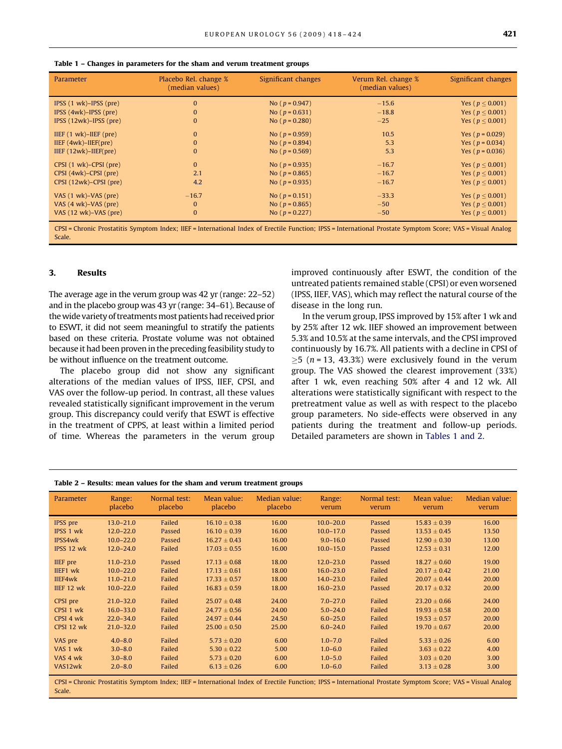**Table 1 – Changes in parameters for the sham and verum treatment groups**

| Parameter | Placebo Rel. change % (median values) | Significant changes | Verum Rel. change % (median values) | Significant changes |
|---|---|---|---|---|
| IPSS (1 wk)–IPSS (pre) | 0 | No ($p = 0.947$) | −15.6 | Yes ($p \leq 0.001$) |
| IPSS (4wk)–IPSS (pre) | 0 | No ($p = 0.631$) | −18.8 | Yes ($p \leq 0.001$) |
| IPSS (12wk)–IPSS (pre) | 0 | No ($p = 0.280$) | −25 | Yes ($p \leq 0.001$) |
| IIEF (1 wk)–IIEF (pre) | 0 | No ($p = 0.959$) | 10.5 | Yes ($p = 0.029$) |
| IIEF (4wk)–IIEF(pre) | 0 | No ($p = 0.894$) | 5.3 | Yes ($p = 0.034$) |
| IIEF (12wk)–IIEF(pre) | 0 | No ($p = 0.569$) | 5.3 | Yes ($p = 0.036$) |
| CPSI (1 wk)–CPSI (pre) | 0 | No ($p = 0.935$) | −16.7 | Yes ($p \leq 0.001$) |
| CPSI (4wk)–CPSI (pre) | 2.1 | No ($p = 0.865$) | −16.7 | Yes ($p \leq 0.001$) |
| CPSI (12wk)–CPSI (pre) | 4.2 | No ($p = 0.935$) | −16.7 | Yes ($p \leq 0.001$) |
| VAS (1 wk)–VAS (pre) | −16.7 | No ($p = 0.151$) | −33.3 | Yes ($p \leq 0.001$) |
| VAS (4 wk)–VAS (pre) | 0 | No ($p = 0.865$) | −50 | Yes ($p \leq 0.001$) |
| VAS (12 wk)–VAS (pre) | 0 | No ($p = 0.227$) | −50 | Yes ($p \leq 0.001$) |

CPSI = Chronic Prostatitis Symptom Index; IIEF = International Index of Erectile Function; IPSS = International Prostate Symptom Score; VAS = Visual Analog Scale.

## 3. Results

The average age in the verum group was 42 yr (range: 22–52) and in the placebo group was 43 yr (range: 34–61). Because of the wide variety of treatments most patients had received prior to ESWT, it did not seem meaningful to stratify the patients based on these criteria. Prostate volume was not obtained because it had been proven in the preceding feasibility study to be without influence on the treatment outcome.

The placebo group did not show any significant alterations of the median values of IPSS, IIEF, CPSI, and VAS over the follow-up period. In contrast, all these values revealed statistically significant improvement in the verum group. This discrepancy could verify that ESWT is effective in the treatment of CPPS, at least within a limited period of time. Whereas the parameters in the verum group improved continuously after ESWT, the condition of the untreated patients remained stable (CPSI) or even worsened (IPSS, IIEF, VAS), which may reflect the natural course of the disease in the long run.

In the verum group, IPSS improved by 15% after 1 wk and by 25% after 12 wk. IIEF showed an improvement between 5.3% and 10.5% at the same intervals, and the CPSI improved continuously by 16.7%. All patients with a decline in CPSI of $\geq 5$ ($n = 13$, 43.3%) were exclusively found in the verum group. The VAS showed the clearest improvement (33%) after 1 wk, even reaching 50% after 4 and 12 wk. All alterations were statistically significant with respect to the pretreatment value as well as with respect to the placebo group parameters. No side-effects were observed in any patients during the treatment and follow-up periods. Detailed parameters are shown in Tables 1 and 2.

**Table 2 – Results: mean values for the sham and verum treatment groups**

| Parameter | Range: placebo | Normal test: placebo | Mean value: placebo | Median value: placebo | Range: verum | Normal test: verum | Mean value: verum | Median value: verum |
|---|---|---|---|---|---|---|---|---|
| IPSS pre | 13.0–21.0 | Failed | 16.10 ± 0.38 | 16.00 | 10.0–20.0 | Passed | 15.83 ± 0.39 | 16.00 |
| IPSS 1 wk | 12.0–22.0 | Passed | 16.10 ± 0.39 | 16.00 | 10.0–17.0 | Passed | 13.53 ± 0.45 | 13.50 |
| IPSS4wk | 10.0–22.0 | Passed | 16.27 ± 0.43 | 16.00 | 9.0–16.0 | Passed | 12.90 ± 0.30 | 13.00 |
| IPSS 12 wk | 12.0–24.0 | Failed | 17.03 ± 0.55 | 16.00 | 10.0–15.0 | Passed | 12.53 ± 0.31 | 12.00 |
| IIEF pre | 11.0–23.0 | Passed | 17.13 ± 0.68 | 18.00 | 12.0–23.0 | Passed | 18.27 ± 0.60 | 19.00 |
| IIEF1 wk | 10.0–22.0 | Failed | 17.13 ± 0.61 | 18.00 | 16.0–23.0 | Failed | 20.17 ± 0.42 | 21.00 |
| IIEF4wk | 11.0–21.0 | Failed | 17.33 ± 0.57 | 18.00 | 14.0–23.0 | Failed | 20.07 ± 0.44 | 20.00 |
| IIEF 12 wk | 10.0–22.0 | Failed | 16.83 ± 0.59 | 18.00 | 16.0–23.0 | Passed | 20.17 ± 0.32 | 20.00 |
| CPSI pre | 21.0–32.0 | Failed | 25.07 ± 0.48 | 24.00 | 7.0–27.0 | Failed | 23.20 ± 0.66 | 24.00 |
| CPSI 1 wk | 16.0–33.0 | Failed | 24.77 ± 0.56 | 24.00 | 5.0–24.0 | Failed | 19.93 ± 0.58 | 20.00 |
| CPSI 4 wk | 22.0–34.0 | Failed | 24.97 ± 0.44 | 24.50 | 6.0–25.0 | Failed | 19.53 ± 0.57 | 20.00 |
| CPSI 12 wk | 21.0–32.0 | Failed | 25.00 ± 0.50 | 25.00 | 6.0–24.0 | Failed | 19.70 ± 0.67 | 20.00 |
| VAS pre | 4.0–8.0 | Failed | 5.73 ± 0.20 | 6.00 | 1.0–7.0 | Failed | 5.33 ± 0.26 | 6.00 |
| VAS 1 wk | 3.0–8.0 | Failed | 5.30 ± 0.22 | 5.00 | 1.0–6.0 | Failed | 3.63 ± 0.22 | 4.00 |
| VAS 4 wk | 3.0–8.0 | Failed | 5.73 ± 0.20 | 6.00 | 1.0–5.0 | Failed | 3.03 ± 0.20 | 3.00 |
| VAS12wk | 2.0–8.0 | Failed | 6.13 ± 0.26 | 6.00 | 1.0–6.0 | Failed | 3.13 ± 0.28 | 3.00 |

CPSI = Chronic Prostatitis Symptom Index; IIEF = International Index of Erectile Function; IPSS = International Prostate Symptom Score; VAS = Visual Analog Scale.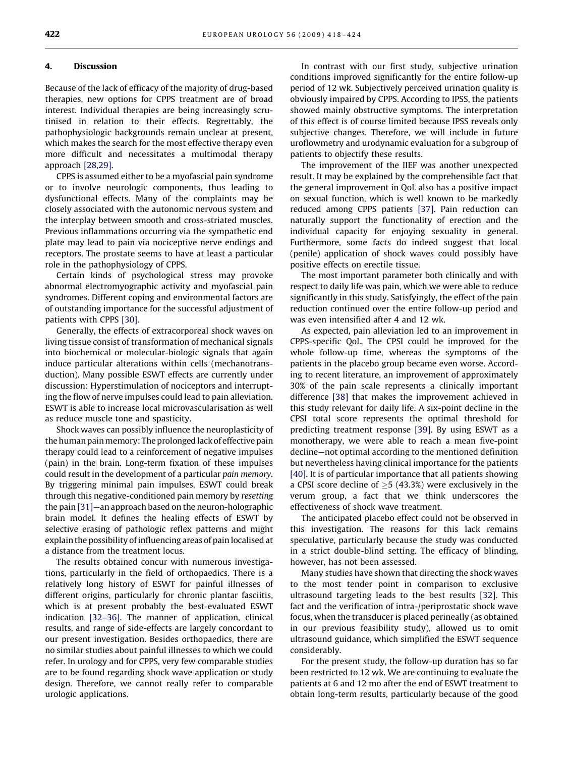## 4. Discussion

Because of the lack of efficacy of the majority of drug-based therapies, new options for CPPS treatment are of broad interest. Individual therapies are being increasingly scrutinised in relation to their effects. Regrettably, the pathophysiologic backgrounds remain unclear at present, which makes the search for the most effective therapy even more difficult and necessitates a multimodal therapy approach [28,29].

CPPS is assumed either to be a myofascial pain syndrome or to involve neurologic components, thus leading to dysfunctional effects. Many of the complaints may be closely associated with the autonomic nervous system and the interplay between smooth and cross-striated muscles. Previous inflammations occurring via the sympathetic end plate may lead to pain via nociceptive nerve endings and receptors. The prostate seems to have at least a particular role in the pathophysiology of CPPS.

Certain kinds of psychological stress may provoke abnormal electromyographic activity and myofascial pain syndromes. Different coping and environmental factors are of outstanding importance for the successful adjustment of patients with CPPS [30].

Generally, the effects of extracorporeal shock waves on living tissue consist of transformation of mechanical signals into biochemical or molecular-biologic signals that again induce particular alterations within cells (mechanotransduction). Many possible ESWT effects are currently under discussion: Hyperstimulation of nociceptors and interrupting the flow of nerve impulses could lead to pain alleviation. ESWT is able to increase local microvascularisation as well as reduce muscle tone and spasticity.

Shock waves can possibly influence the neuroplasticity of the human pain memory: The prolonged lack of effective pain therapy could lead to a reinforcement of negative impulses (pain) in the brain. Long-term fixation of these impulses could result in the development of a particular *pain memory*. By triggering minimal pain impulses, ESWT could break through this negative-conditioned pain memory by *resetting* the pain [31]—an approach based on the neuron-holographic brain model. It defines the healing effects of ESWT by selective erasing of pathologic reflex patterns and might explain the possibility of influencing areas of pain localised at a distance from the treatment locus.

The results obtained concur with numerous investigations, particularly in the field of orthopaedics. There is a relatively long history of ESWT for painful illnesses of different origins, particularly for chronic plantar fasciitis, which is at present probably the best-evaluated ESWT indication [32–36]. The manner of application, clinical results, and range of side-effects are largely concordant to our present investigation. Besides orthopaedics, there are no similar studies about painful illnesses to which we could refer. In urology and for CPPS, very few comparable studies are to be found regarding shock wave application or study design. Therefore, we cannot really refer to comparable urologic applications.

In contrast with our first study, subjective urination conditions improved significantly for the entire follow-up period of 12 wk. Subjectively perceived urination quality is obviously impaired by CPPS. According to IPSS, the patients showed mainly obstructive symptoms. The interpretation of this effect is of course limited because IPSS reveals only subjective changes. Therefore, we will include in future uroflowmetry and urodynamic evaluation for a subgroup of patients to objectify these results.

The improvement of the IIEF was another unexpected result. It may be explained by the comprehensible fact that the general improvement in QoL also has a positive impact on sexual function, which is well known to be markedly reduced among CPPS patients [37]. Pain reduction can naturally support the functionality of erection and the individual capacity for enjoying sexuality in general. Furthermore, some facts do indeed suggest that local (penile) application of shock waves could possibly have positive effects on erectile tissue.

The most important parameter both clinically and with respect to daily life was pain, which we were able to reduce significantly in this study. Satisfyingly, the effect of the pain reduction continued over the entire follow-up period and was even intensified after 4 and 12 wk.

As expected, pain alleviation led to an improvement in CPPS-specific QoL. The CPSI could be improved for the whole follow-up time, whereas the symptoms of the patients in the placebo group became even worse. According to recent literature, an improvement of approximately 30% of the pain scale represents a clinically important difference [38] that makes the improvement achieved in this study relevant for daily life. A six-point decline in the CPSI total score represents the optimal threshold for predicting treatment response [39]. By using ESWT as a monotherapy, we were able to reach a mean five-point decline—not optimal according to the mentioned definition but nevertheless having clinical importance for the patients [40]. It is of particular importance that all patients showing a CPSI score decline of $\geq 5$ (43.3%) were exclusively in the verum group, a fact that we think underscores the effectiveness of shock wave treatment.

The anticipated placebo effect could not be observed in this investigation. The reasons for this lack remains speculative, particularly because the study was conducted in a strict double-blind setting. The efficacy of blinding, however, has not been assessed.

Many studies have shown that directing the shock waves to the most tender point in comparison to exclusive ultrasound targeting leads to the best results [32]. This fact and the verification of intra-/periprostatic shock wave focus, when the transducer is placed perineally (as obtained in our previous feasibility study), allowed us to omit ultrasound guidance, which simplified the ESWT sequence considerably.

For the present study, the follow-up duration has so far been restricted to 12 wk. We are continuing to evaluate the patients at 6 and 12 mo after the end of ESWT treatment to obtain long-term results, particularly because of the good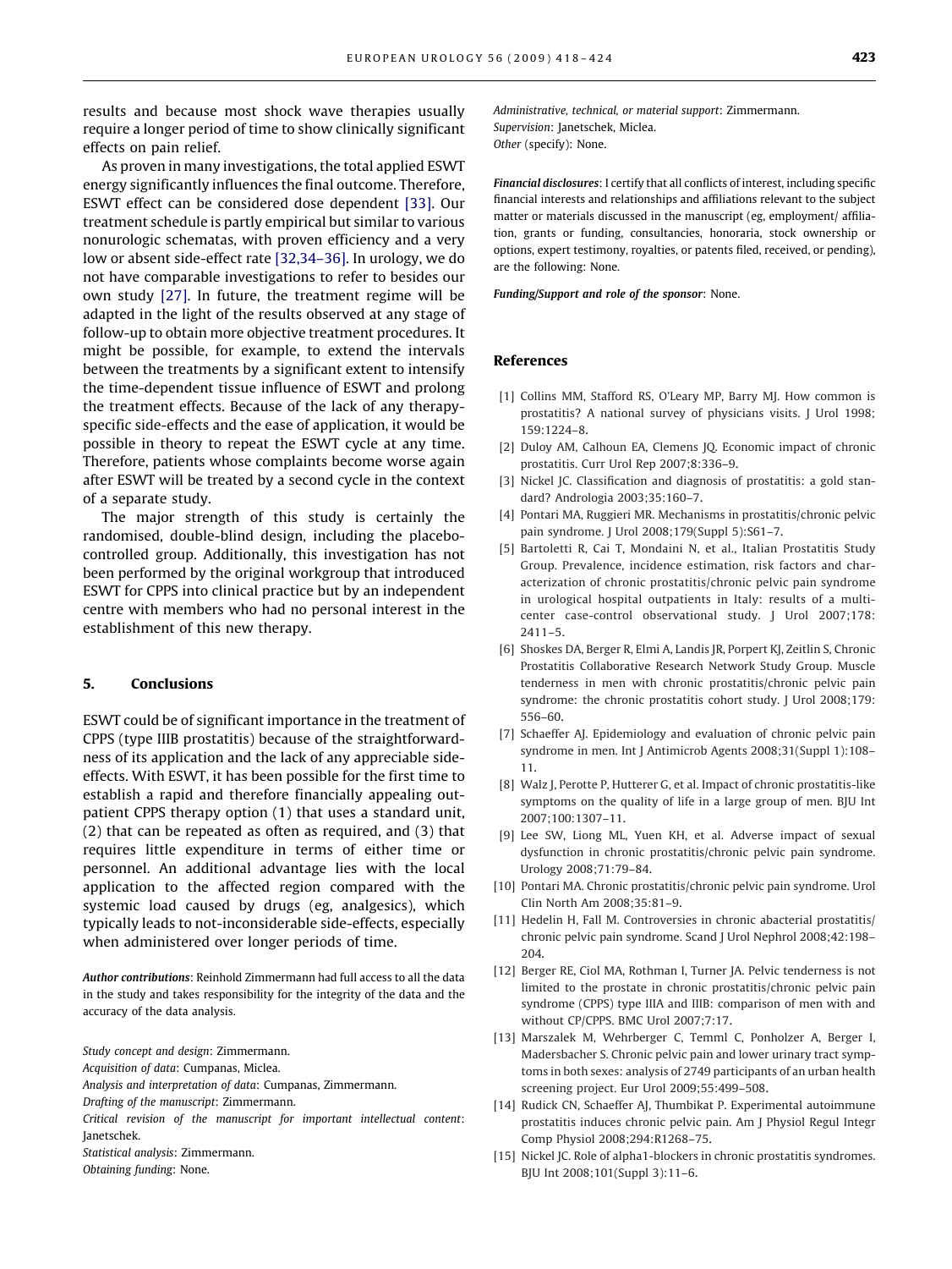results and because most shock wave therapies usually require a longer period of time to show clinically significant effects on pain relief.

As proven in many investigations, the total applied ESWT energy significantly influences the final outcome. Therefore, ESWT effect can be considered dose dependent [33]. Our treatment schedule is partly empirical but similar to various nonurologic schematas, with proven efficiency and a very low or absent side-effect rate [32,34–36]. In urology, we do not have comparable investigations to refer to besides our own study [27]. In future, the treatment regime will be adapted in the light of the results observed at any stage of follow-up to obtain more objective treatment procedures. It might be possible, for example, to extend the intervals between the treatments by a significant extent to intensify the time-dependent tissue influence of ESWT and prolong the treatment effects. Because of the lack of any therapy-specific side-effects and the ease of application, it would be possible in theory to repeat the ESWT cycle at any time. Therefore, patients whose complaints become worse again after ESWT will be treated by a second cycle in the context of a separate study.

The major strength of this study is certainly the randomised, double-blind design, including the placebo-controlled group. Additionally, this investigation has not been performed by the original workgroup that introduced ESWT for CPPS into clinical practice but by an independent centre with members who had no personal interest in the establishment of this new therapy.

## 5. Conclusions

ESWT could be of significant importance in the treatment of CPPS (type IIIB prostatitis) because of the straightforwardness of its application and the lack of any appreciable side-effects. With ESWT, it has been possible for the first time to establish a rapid and therefore financially appealing outpatient CPPS therapy option (1) that uses a standard unit, (2) that can be repeated as often as required, and (3) that requires little expenditure in terms of either time or personnel. An additional advantage lies with the local application to the affected region compared with the systemic load caused by drugs (eg, analgesics), which typically leads to not-inconsiderable side-effects, especially when administered over longer periods of time.

***Author contributions***: Reinhold Zimmermann had full access to all the data in the study and takes responsibility for the integrity of the data and the accuracy of the data analysis.

*Study concept and design*: Zimmermann.
*Acquisition of data*: Cumpanas, Miclea.
*Analysis and interpretation of data*: Cumpanas, Zimmermann.
*Drafting of the manuscript*: Zimmermann.
*Critical revision of the manuscript for important intellectual content*: Janetschek.
*Statistical analysis*: Zimmermann.
*Obtaining funding*: None.
*Administrative, technical, or material support*: Zimmermann.
*Supervision*: Janetschek, Miclea.
*Other* (specify): None.

***Financial disclosures***: I certify that all conflicts of interest, including specific financial interests and relationships and affiliations relevant to the subject matter or materials discussed in the manuscript (eg, employment/ affiliation, grants or funding, consultancies, honoraria, stock ownership or options, expert testimony, royalties, or patents filed, received, or pending), are the following: None.

***Funding/Support and role of the sponsor***: None.

## References

[1] Collins MM, Stafford RS, O'Leary MP, Barry MJ. How common is prostatitis? A national survey of physicians visits. J Urol 1998; 159:1224–8.

[2] Duloy AM, Calhoun EA, Clemens JQ. Economic impact of chronic prostatitis. Curr Urol Rep 2007;8:336–9.

[3] Nickel JC. Classification and diagnosis of prostatitis: a gold standard? Andrologia 2003;35:160–7.

[4] Pontari MA, Ruggieri MR. Mechanisms in prostatitis/chronic pelvic pain syndrome. J Urol 2008;179(Suppl 5):S61–7.

[5] Bartoletti R, Cai T, Mondaini N, et al., Italian Prostatitis Study Group. Prevalence, incidence estimation, risk factors and characterization of chronic prostatitis/chronic pelvic pain syndrome in urological hospital outpatients in Italy: results of a multicenter case-control observational study. J Urol 2007;178: 2411–5.

[6] Shoskes DA, Berger R, Elmi A, Landis JR, Porpert KJ, Zeitlin S, Chronic Prostatitis Collaborative Research Network Study Group. Muscle tenderness in men with chronic prostatitis/chronic pelvic pain syndrome: the chronic prostatitis cohort study. J Urol 2008;179: 556–60.

[7] Schaeffer AJ. Epidemiology and evaluation of chronic pelvic pain syndrome in men. Int J Antimicrob Agents 2008;31(Suppl 1):108–11.

[8] Walz J, Perotte P, Hutterer G, et al. Impact of chronic prostatitis-like symptoms on the quality of life in a large group of men. BJU Int 2007;100:1307–11.

[9] Lee SW, Liong ML, Yuen KH, et al. Adverse impact of sexual dysfunction in chronic prostatitis/chronic pelvic pain syndrome. Urology 2008;71:79–84.

[10] Pontari MA. Chronic prostatitis/chronic pelvic pain syndrome. Urol Clin North Am 2008;35:81–9.

[11] Hedelin H, Fall M. Controversies in chronic abacterial prostatitis/ chronic pelvic pain syndrome. Scand J Urol Nephrol 2008;42:198–204.

[12] Berger RE, Ciol MA, Rothman I, Turner JA. Pelvic tenderness is not limited to the prostate in chronic prostatitis/chronic pelvic pain syndrome (CPPS) type IIIA and IIIB: comparison of men with and without CP/CPPS. BMC Urol 2007;7:17.

[13] Marszalek M, Wehrberger C, Temml C, Ponholzer A, Berger I, Madersbacher S. Chronic pelvic pain and lower urinary tract symptoms in both sexes: analysis of 2749 participants of an urban health screening project. Eur Urol 2009;55:499–508.

[14] Rudick CN, Schaeffer AJ, Thumbikat P. Experimental autoimmune prostatitis induces chronic pelvic pain. Am J Physiol Regul Integr Comp Physiol 2008;294:R1268–75.

[15] Nickel JC. Role of alpha1-blockers in chronic prostatitis syndromes. BJU Int 2008;101(Suppl 3):11–6.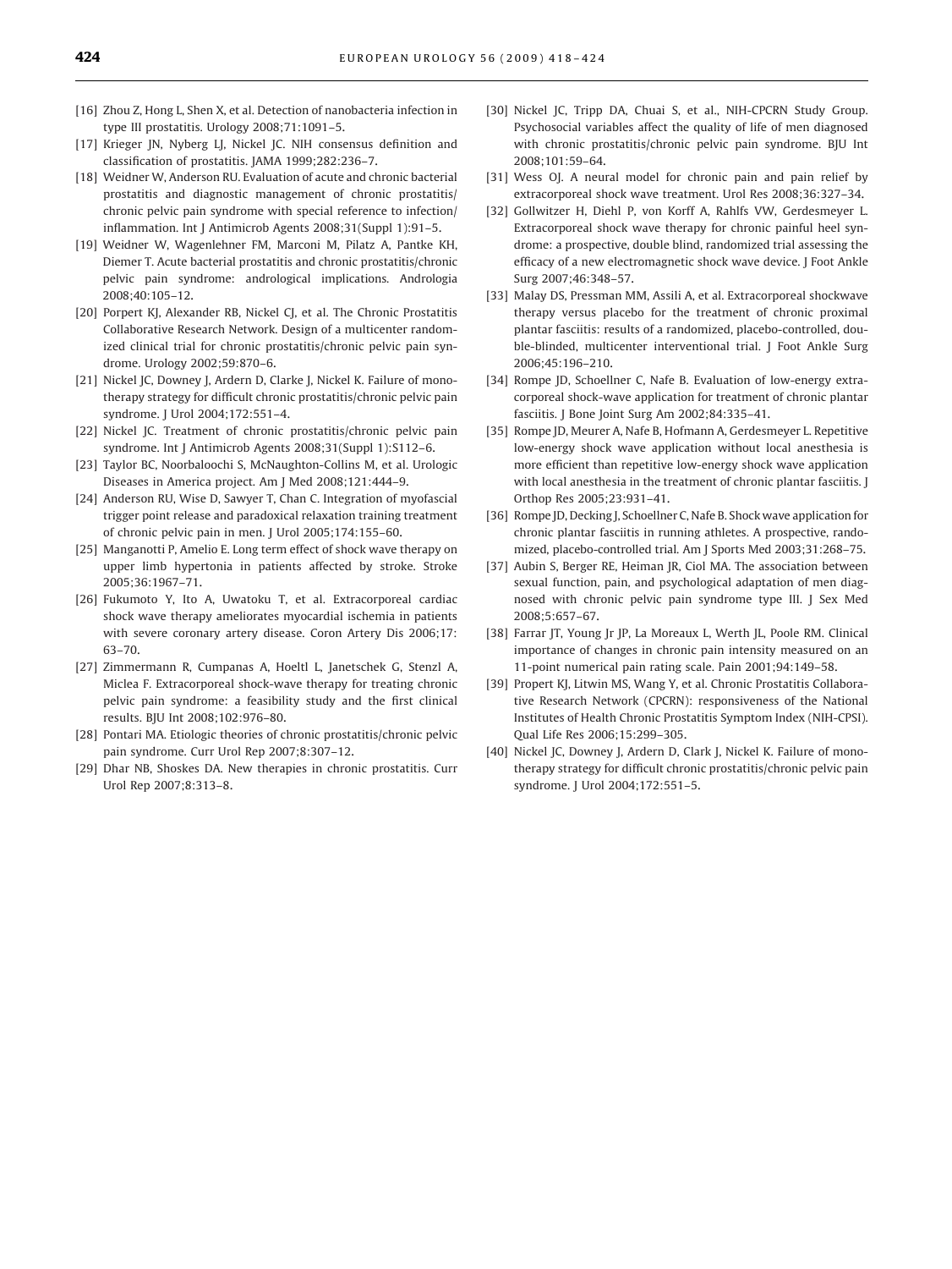[16] Zhou Z, Hong L, Shen X, et al. Detection of nanobacteria infection in type III prostatitis. Urology 2008;71:1091–5.

[17] Krieger JN, Nyberg LJ, Nickel JC. NIH consensus definition and classification of prostatitis. JAMA 1999;282:236–7.

[18] Weidner W, Anderson RU. Evaluation of acute and chronic bacterial prostatitis and diagnostic management of chronic prostatitis/chronic pelvic pain syndrome with special reference to infection/inflammation. Int J Antimicrob Agents 2008;31(Suppl 1):91–5.

[19] Weidner W, Wagenlehner FM, Marconi M, Pilatz A, Pantke KH, Diemer T. Acute bacterial prostatitis and chronic prostatitis/chronic pelvic pain syndrome: andrological implications. Andrologia 2008;40:105–12.

[20] Porpert KJ, Alexander RB, Nickel CJ, et al. The Chronic Prostatitis Collaborative Research Network. Design of a multicenter randomized clinical trial for chronic prostatitis/chronic pelvic pain syndrome. Urology 2002;59:870–6.

[21] Nickel JC, Downey J, Ardern D, Clarke J, Nickel K. Failure of monotherapy strategy for difficult chronic prostatitis/chronic pelvic pain syndrome. J Urol 2004;172:551–4.

[22] Nickel JC. Treatment of chronic prostatitis/chronic pelvic pain syndrome. Int J Antimicrob Agents 2008;31(Suppl 1):S112–6.

[23] Taylor BC, Noorbaloochi S, McNaughton-Collins M, et al. Urologic Diseases in America project. Am J Med 2008;121:444–9.

[24] Anderson RU, Wise D, Sawyer T, Chan C. Integration of myofascial trigger point release and paradoxical relaxation training treatment of chronic pelvic pain in men. J Urol 2005;174:155–60.

[25] Manganotti P, Amelio E. Long term effect of shock wave therapy on upper limb hypertonia in patients affected by stroke. Stroke 2005;36:1967–71.

[26] Fukumoto Y, Ito A, Uwatoku T, et al. Extracorporeal cardiac shock wave therapy ameliorates myocardial ischemia in patients with severe coronary artery disease. Coron Artery Dis 2006;17:63–70.

[27] Zimmermann R, Cumpanas A, Hoeltl L, Janetschek G, Stenzl A, Miclea F. Extracorporeal shock-wave therapy for treating chronic pelvic pain syndrome: a feasibility study and the first clinical results. BJU Int 2008;102:976–80.

[28] Pontari MA. Etiologic theories of chronic prostatitis/chronic pelvic pain syndrome. Curr Urol Rep 2007;8:307–12.

[29] Dhar NB, Shoskes DA. New therapies in chronic prostatitis. Curr Urol Rep 2007;8:313–8.

[30] Nickel JC, Tripp DA, Chuai S, et al., NIH-CPCRN Study Group. Psychosocial variables affect the quality of life of men diagnosed with chronic prostatitis/chronic pelvic pain syndrome. BJU Int 2008;101:59–64.

[31] Wess OJ. A neural model for chronic pain and pain relief by extracorporeal shock wave treatment. Urol Res 2008;36:327–34.

[32] Gollwitzer H, Diehl P, von Korff A, Rahlfs VW, Gerdesmeyer L. Extracorporeal shock wave therapy for chronic painful heel syndrome: a prospective, double blind, randomized trial assessing the efficacy of a new electromagnetic shock wave device. J Foot Ankle Surg 2007;46:348–57.

[33] Malay DS, Pressman MM, Assili A, et al. Extracorporeal shockwave therapy versus placebo for the treatment of chronic proximal plantar fasciitis: results of a randomized, placebo-controlled, double-blinded, multicenter interventional trial. J Foot Ankle Surg 2006;45:196–210.

[34] Rompe JD, Schoellner C, Nafe B. Evaluation of low-energy extracorporeal shock-wave application for treatment of chronic plantar fasciitis. J Bone Joint Surg Am 2002;84:335–41.

[35] Rompe JD, Meurer A, Nafe B, Hofmann A, Gerdesmeyer L. Repetitive low-energy shock wave application without local anesthesia is more efficient than repetitive low-energy shock wave application with local anesthesia in the treatment of chronic plantar fasciitis. J Orthop Res 2005;23:931–41.

[36] Rompe JD, Decking J, Schoellner C, Nafe B. Shock wave application for chronic plantar fasciitis in running athletes. A prospective, randomized, placebo-controlled trial. Am J Sports Med 2003;31:268–75.

[37] Aubin S, Berger RE, Heiman JR, Ciol MA. The association between sexual function, pain, and psychological adaptation of men diagnosed with chronic pelvic pain syndrome type III. J Sex Med 2008;5:657–67.

[38] Farrar JT, Young Jr JP, La Moreaux L, Werth JL, Poole RM. Clinical importance of changes in chronic pain intensity measured on an 11-point numerical pain rating scale. Pain 2001;94:149–58.

[39] Propert KJ, Litwin MS, Wang Y, et al. Chronic Prostatitis Collaborative Research Network (CPCRN): responsiveness of the National Institutes of Health Chronic Prostatitis Symptom Index (NIH-CPSI). Qual Life Res 2006;15:299–305.

[40] Nickel JC, Downey J, Ardern D, Clark J, Nickel K. Failure of monotherapy strategy for difficult chronic prostatitis/chronic pelvic pain syndrome. J Urol 2004;172:551–5.